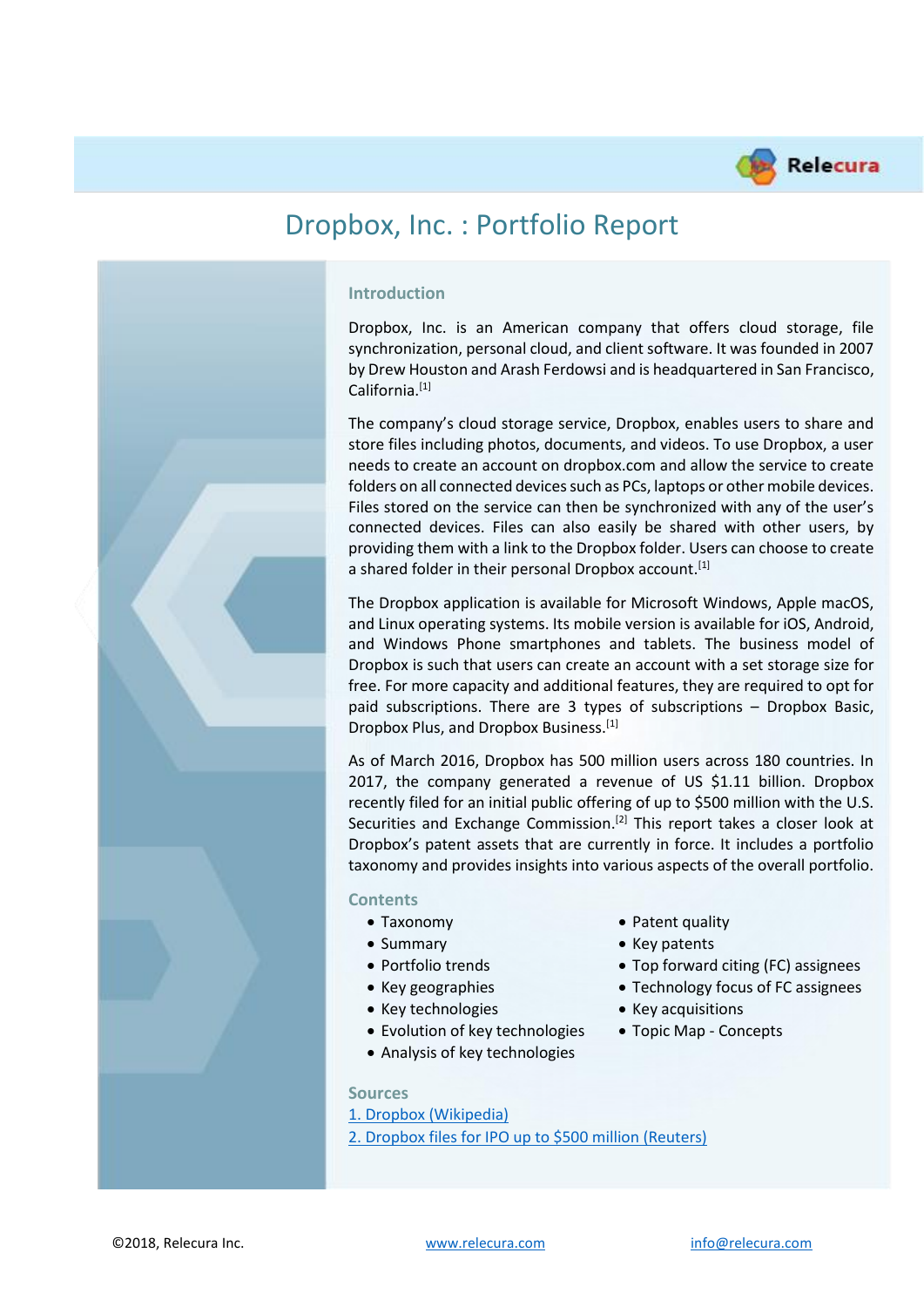# Dropbox, Inc. : Portfolio Report

## Introduction

Dropbox, Inc. is an American company that offers cloud storage, file synchronization, personal cloud, and client software. It was founded in 2007 by Drew Houston and Arash Ferdowsi and is headquartered in San Francisco, California.[1]

The company's cloud storage service, Dropbox, enables users to share and store files including photos, documents, and videos. To use Dropbox, a user needs to create an account on dropbox.com and allow the service to create folders on all connected devices such as PCs, laptops or other mobile devices. Files stored on the service can then be synchronized with any of the user's connected devices. Files can also easily be shared with other users, by providing them with a link to the Dropbox folder. Users can choose to create a shared folder in their personal Dropbox account.[1]

The Dropbox application is available for Microsoft Windows, Apple macOS, and Linux operating systems. Its mobile version is available for iOS, Android, and Windows Phone smartphones and tablets. The business model of Dropbox is such that users can create an account with a set storage size for free. For more capacity and additional features, they are required to opt for paid subscriptions. There are 3 types of subscriptions – Dropbox Basic, Dropbox Plus, and Dropbox Business.[1]

As of March 2016, Dropbox has 500 million users across 180 countries. In 2017, the company generated a revenue of US $1.11 billion. Dropbox recently filed for an initial public offering of up to $500 million with the U.S. Securities and Exchange Commission.[2] This report takes a closer look at Dropbox's patent assets that are currently in force. It includes a portfolio taxonomy and provides insights into various aspects of the overall portfolio.

## Contents

- Taxonomy
- Summary
- Portfolio trends
- Key geographies
- Key technologies
- Evolution of key technologies
- Analysis of key technologies
- Patent quality
- Key patents
- Top forward citing (FC) assignees
- Technology focus of FC assignees
- Key acquisitions
- Topic Map - Concepts

## Sources

1. Dropbox (Wikipedia)
2. Dropbox files for IPO up to $500 million (Reuters)

©2018, Relecura Inc. www.relecura.com info@relecura.com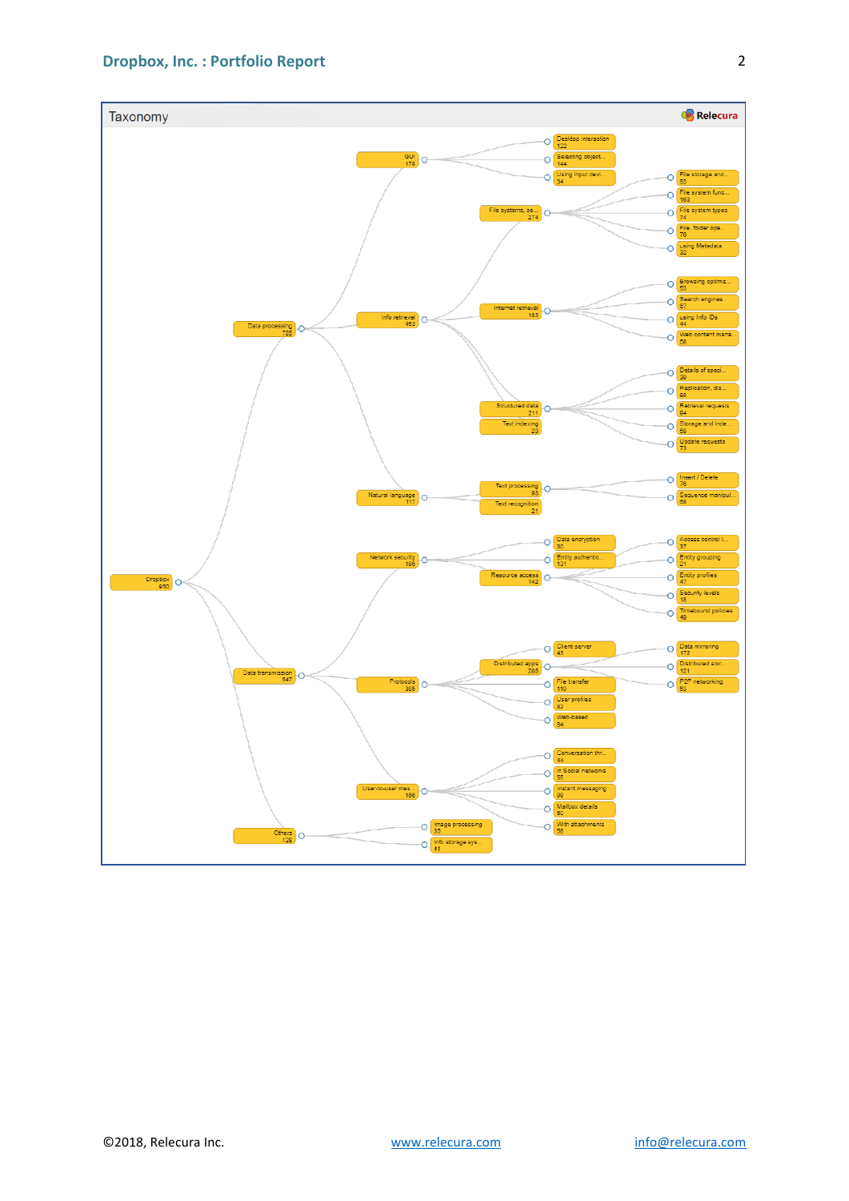## Taxonomy

Relecura

- Dropbox 950
  - Data processing 725
    - GUI 178
      - Desktop interaction 122
      - Selecting object... 144
      - Using input devi... 34
    - Info retrieval 463
      - File systems, se... 274
        - File storage and... 53
        - File system func... 163
        - File system types 74
        - File, folder ope... 76
        - using Metadata 32
      - Internet retrieval 183
        - Browsing optimiz... 53
        - Search engines 67
        - using Info IDs 44
        - Web content mana... 56
      - Structured data 211
        - Details of speci... 39
        - Replication, dis... 58
        - Retrieval requests 84
        - Storage and inde... 56
        - Update requests 73
      - Text indexing 23
    - Natural language 117
      - Text processing 93
        - Insert / Delete 76
        - Sequence manipul... 68
      - Text recognition 21
  - Data transmission 547
    - Network security 196
      - Data encryption 30
      - Entity authentic... 131
      - Resource access 142
        - Access control l... 37
        - Entity grouping 21
        - Entity profiles 47
        - Security levels 18
        - Timebound policies 49
    - Protocols 365
      - Client-server 43
      - Distributed apps 285
        - Data mirroring 172
        - Distributed stor... 121
        - P2P networking 53
      - File transfer 110
      - User profiles 82
      - Web-based 84
    - User-to-user mes... 166
      - Conversation thr... 44
      - in Social networks 55
      - Instant messaging 99
      - Mailbox details 50
      - With attachments 58
  - Others 128
    - Image processing 35
    - Info storage sys... 41

©2018, Relecura Inc. www.relecura.com info@relecura.com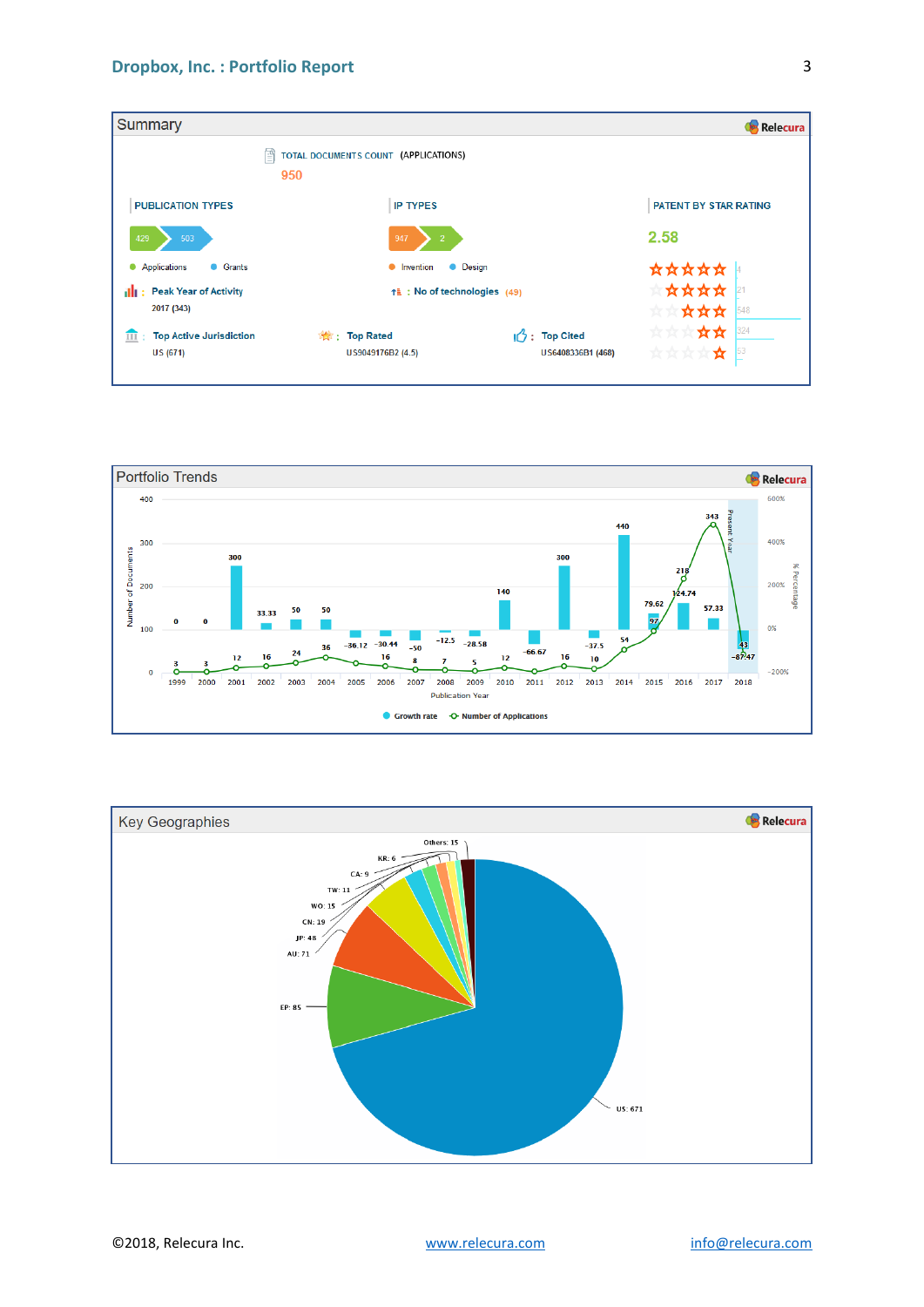## Summary

TOTAL DOCUMENTS COUNT (APPLICATIONS)

950

**PUBLICATION TYPES**

429 | 503

- Applications
- Grants

**IP TYPES**

947 | 2

- Invention
- Design

**PATENT BY STAR RATING**

2.58

| Stars | Count |
|---|---|
| ★★★★★ | 4 |
| ★★★★ | 21 |
| ★★★ | 548 |
| ★★ | 324 |
| ★ | 53 |

Peak Year of Activity: 2017 (343)

No of technologies (49)

Top Active Jurisdiction: US (671)

Top Rated: US9049176B2 (4.5)

Top Cited: US6408336B1 (468)

## Portfolio Trends

| Publication Year | Number of Applications | Growth rate (%) |
|---|---|---|
| 1999 | 3 | 0 |
| 2000 | 3 | 0 |
| 2001 | 12 | 300 |
| 2002 | 16 | 33.33 |
| 2003 | 24 | 50 |
| 2004 | 36 | 50 |
| 2005 | 23 | -36.12 |
| 2006 | 16 | -30.44 |
| 2007 | 8 | -50 |
| 2008 | 7 | -12.5 |
| 2009 | 5 | -28.58 |
| 2010 | 12 | 140 |
| 2011 | 4 | -66.67 |
| 2012 | 16 | 300 |
| 2013 | 10 | -37.5 |
| 2014 | 54 | 440 |
| 2015 | 97 | 79.62 |
| 2016 | 218 | 124.74 |
| 2017 | 343 | 57.33 |
| 2018 | 43 | -87.47 |

Present Year: 2018

- Growth rate
- Number of Applications

## Key Geographies

| Jurisdiction | Count |
|---|---|
| US | 671 |
| EP | 85 |
| AU | 71 |
| JP | 48 |
| CN | 19 |
| WO | 15 |
| TW | 11 |
| CA | 9 |
| KR | 6 |
| Others | 15 |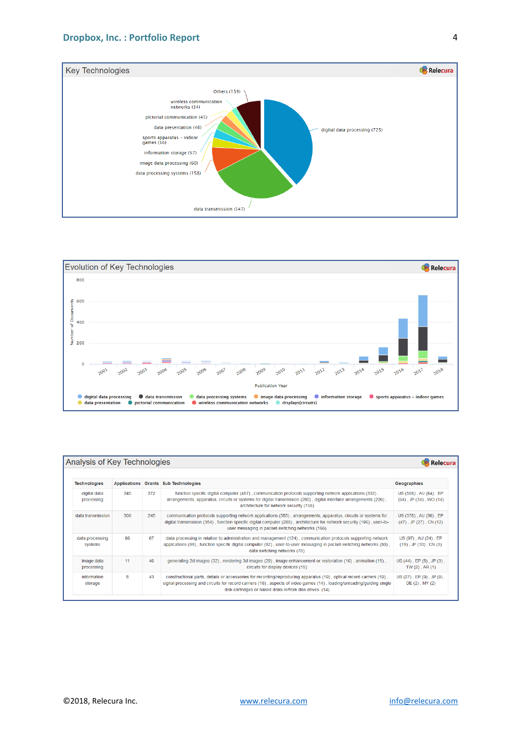## Key Technologies

Others (159)
wireless communication networks (34)
pictorial communication (45)
data presentation (46)
sports apparatus – indoor games (56)
information storage (57)
image data processing (60)
data processing systems (158)
digital data processing (725)
data transmission (547)

## Evolution of Key Technologies

Number of Documents: 0, 200, 400, 600, 800

Publication Year: 2001, 2002, 2003, 2004, 2005, 2006, 2007, 2008, 2009, 2010, 2011, 2012, 2013, 2014, 2015, 2016, 2017, 2018

digital data processing, data transmission, data processing systems, image data processing, information storage, sports apparatus – indoor games, data presentation, pictorial communication, wireless communication networks, displays(circuits)

## Analysis of Key Technologies

| Technologies | Applications | Grants | Sub Technologies | Geographies |
|---|---|---|---|---|
| digital data processing | 345 | 372 | function specific digital computer (487) , communication protocols supporting network applications (332) , arrangements, apparatus, circuits or systems for digital transmission (280) , digital interface arrangements (226) , architecture for network security (158) | US (508) , AU (64) , EP (64) , JP (34) , WO (14) |
| data transmission | 300 | 245 | communication protocols supporting network applications (385) , arrangements, apparatus, circuits or systems for digital transmission (354) , function specific digital computer (288) , architecture for network security (196) , user-to-user messaging in packet-switching networks (166) | US (378) , AU (56) , EP (47) , JP (27) , CN (12) |
| data processing systems | 89 | 67 | data processing in relation to administration and management (124) , communication protocols supporting network applications (99) , function specific digital computer (92) , user-to-user messaging in packet-switching networks (80) , data switching networks (70) | US (97) , AU (24) , EP (19) , JP (10) , CN (3) |
| image data processing | 11 | 46 | generating 2d images (32) , rendering 3d images (29) , image enhancement or restoration (16) , animation (15) , circuits for display devices (15) | US (44) , EP (5) , JP (3) , TW (2) , AR (1) |
| information storage | 8 | 43 | constructional parts, details or accessories for recording/reproducing apparatus (19) , optical record carriers (19) , signal processing and circuits for record carriers (18) , aspects of video games (14) , loading/unloading/guiding single disk cartridges or naked disks in/from disk drives. (14) | US (27) , EP (9) , JP (9) , DE (2) , MY (2) |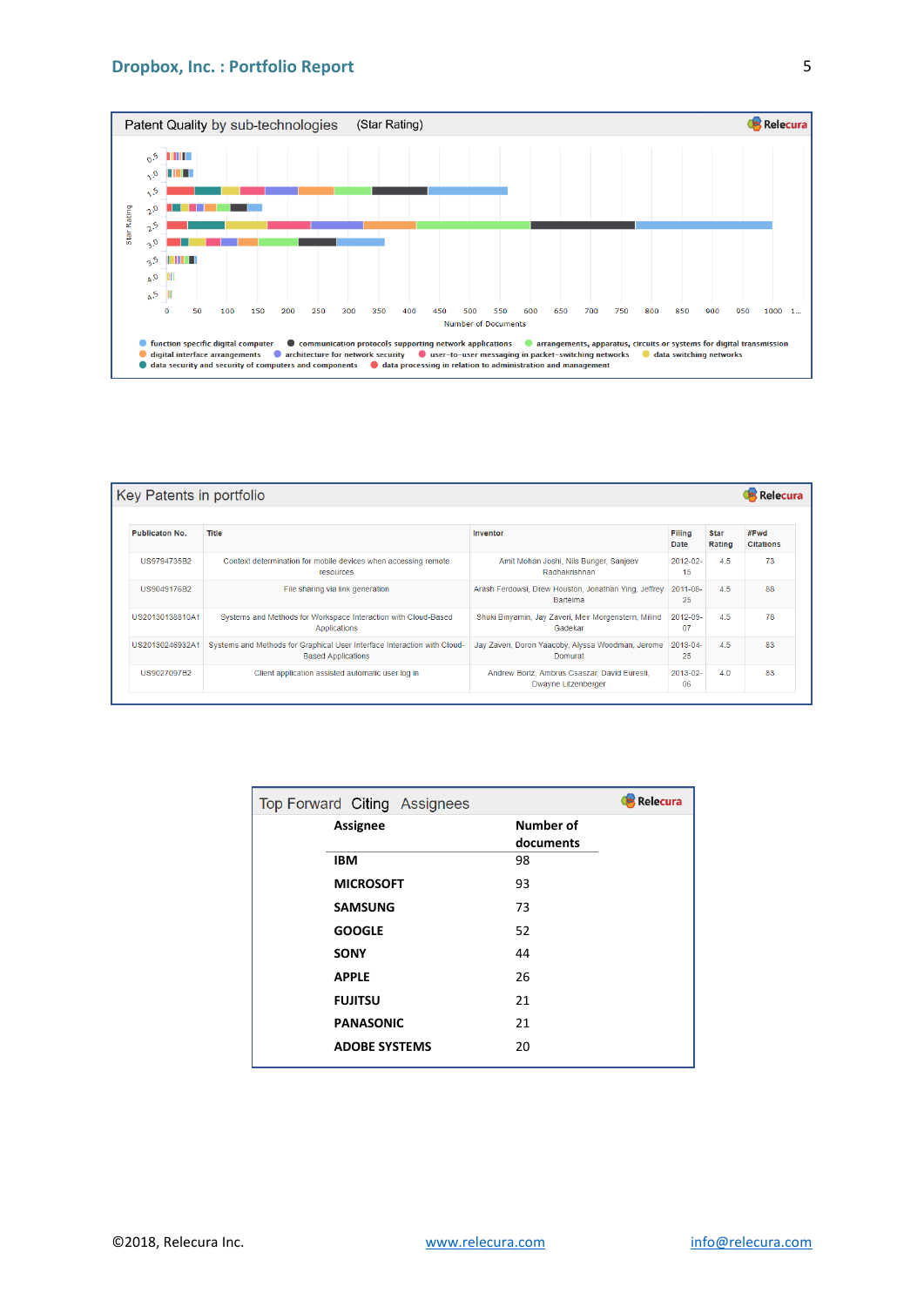## Patent Quality by sub-technologies (Star Rating)

Star Rating (y-axis): 0.5, 1.0, 1.5, 2.0, 2.5, 3.0, 3.5, 4.0, 4.5

Number of Documents (x-axis): 0, 50, 100, 150, 200, 250, 300, 350, 400, 450, 500, 550, 600, 650, 700, 750, 800, 850, 900, 950, 1000, 1...

Legend:
- function specific digital computer
- communication protocols supporting network applications
- arrangements, apparatus, circuits or systems for digital transmission
- digital interface arrangements
- architecture for network security
- user-to-user messaging in packet-switching networks
- data switching networks
- data security and security of computers and components
- data processing in relation to administration and management

## Key Patents in portfolio

| Publicaton No. | Title | Inventor | Filing Date | Star Rating | #Fwd Citations |
|---|---|---|---|---|---|
| US9794735B2 | Context determination for mobile devices when accessing remote resources | Amit Mohan Joshi, Nils Bunger, Sanjeev Radhakrishnan | 2012-02-15 | 4.5 | 73 |
| US9049176B2 | File sharing via link generation | Arash Ferdowsi, Drew Houston, Jonathan Ying, Jeffrey Bartelma | 2011-08-25 | 4.5 | 88 |
| US20130138810A1 | Systems and Methods for Workspace Interaction with Cloud-Based Applications | Shuki Binyamin, Jay Zaveri, Meir Morgenstern, Milind Gadekar | 2012-09-07 | 4.5 | 78 |
| US20130246932A1 | Systems and Methods for Graphical User Interface Interaction with Cloud-Based Applications | Jay Zaveri, Doron Yaacoby, Alyssa Woodman, Jerome Domurat | 2013-04-25 | 4.5 | 83 |
| US9027097B2 | Client application assisted automatic user log in | Andrew Bortz, Ambrus Csaszar, David Euresti, Dwayne Litzenberger | 2013-02-06 | 4.0 | 83 |

## Top Forward Citing Assignees

| Assignee | Number of documents |
|---|---|
| IBM | 98 |
| MICROSOFT | 93 |
| SAMSUNG | 73 |
| GOOGLE | 52 |
| SONY | 44 |
| APPLE | 26 |
| FUJITSU | 21 |
| PANASONIC | 21 |
| ADOBE SYSTEMS | 20 |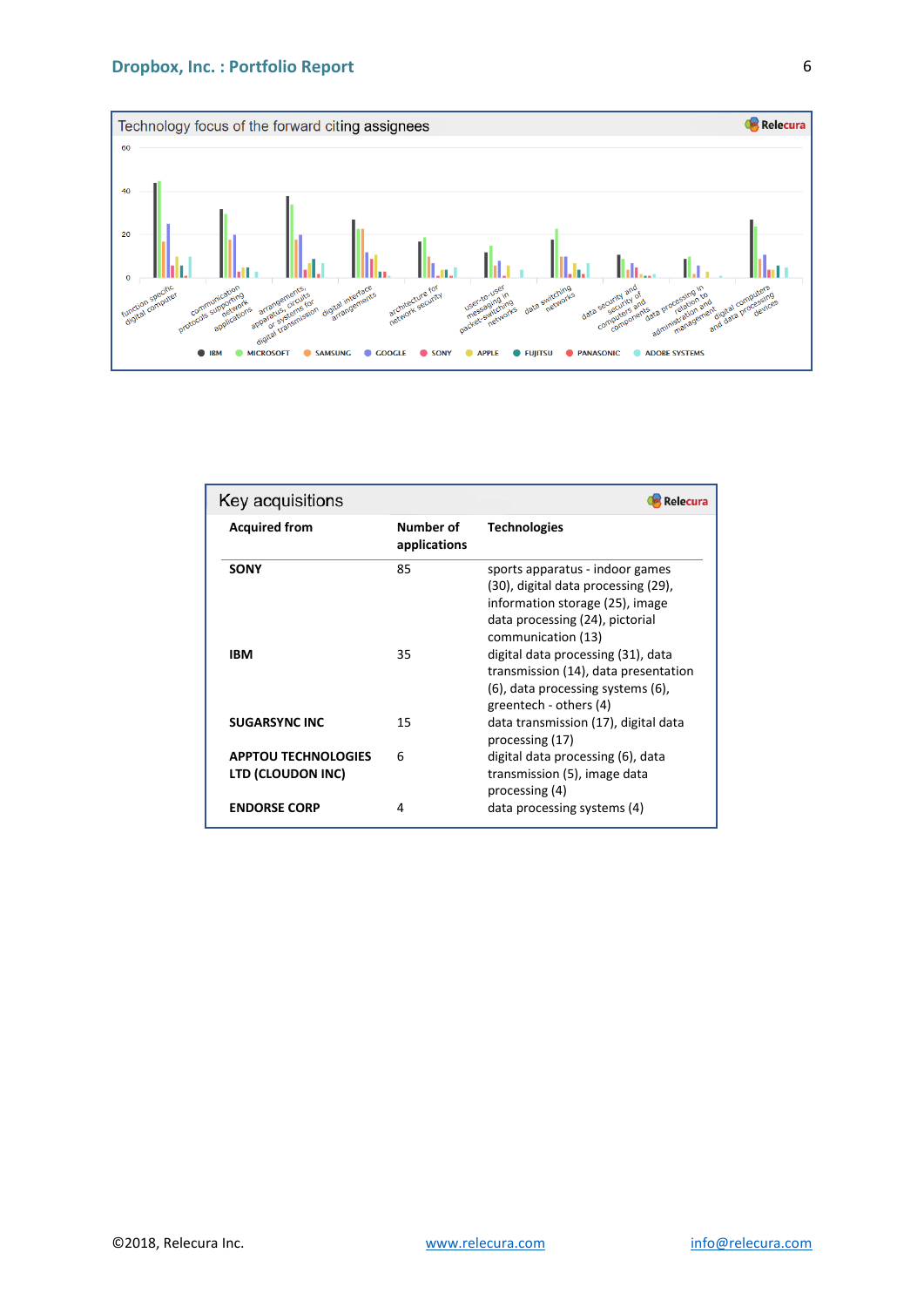## Technology focus of the forward citing assignees

Relecura

Chart categories: function specific digital computer; communication protocols supporting network applications; arrangements, apparatus, circuits or systems for digital transmission; digital interface arrangements; architecture for network security; user-to-user messaging in packet-switching networks; data switching networks; data security and security of computers and components; data processing in relation to administration and management; digital computers and data processing devices

Legend: IBM, MICROSOFT, SAMSUNG, GOOGLE, SONY, APPLE, FUJITSU, PANASONIC, ADOBE SYSTEMS

## Key acquisitions

Relecura

| Acquired from | Number of applications | Technologies |
|---|---|---|
| **SONY** | 85 | sports apparatus - indoor games (30), digital data processing (29), information storage (25), image data processing (24), pictorial communication (13) |
| **IBM** | 35 | digital data processing (31), data transmission (14), data presentation (6), data processing systems (6), greentech - others (4) |
| **SUGARSYNC INC** | 15 | data transmission (17), digital data processing (17) |
| **APPTOU TECHNOLOGIES LTD (CLOUDON INC)** | 6 | digital data processing (6), data transmission (5), image data processing (4) |
| **ENDORSE CORP** | 4 | data processing systems (4) |

©2018, Relecura Inc. www.relecura.com info@relecura.com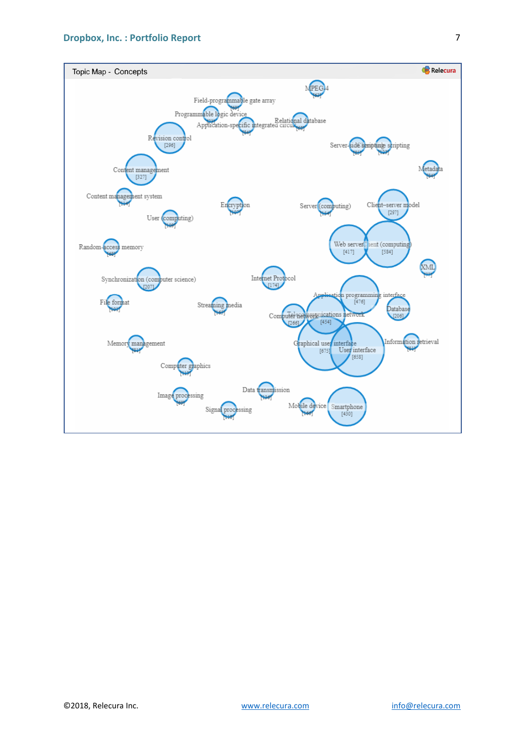Topic Map - Concepts

Relecura

MPEG-4 [63]

Field-programmable gate array [60]

Programmable logic device [73]

Application-specific integrated circuit [64]

Relational database [63]

Revision control [296]

Server-side scripting [88]

Client-side scripting [123]

Content management [327]

Metadata [64]

Content management system [114]

Encryption [107]

Server (computing) [154]

Client–server model [297]

User (computing) [109]

Random-access memory [68]

Web server [417]

Client (computing) [584]

XML [73]

Synchronization (computer science) [207]

Internet Protocol [174]

Application programming interface [476]

File format [101]

Streaming media [105]

Computer network [266]

Telecommunications network [454]

Database [206]

Graphical user interface [675]

User interface [658]

Information retrieval [84]

Memory management [81]

Computer graphics [113]

Data transmission [130]

Image processing [89]

Mobile device [106]

Smartphone [430]

Signal processing [118]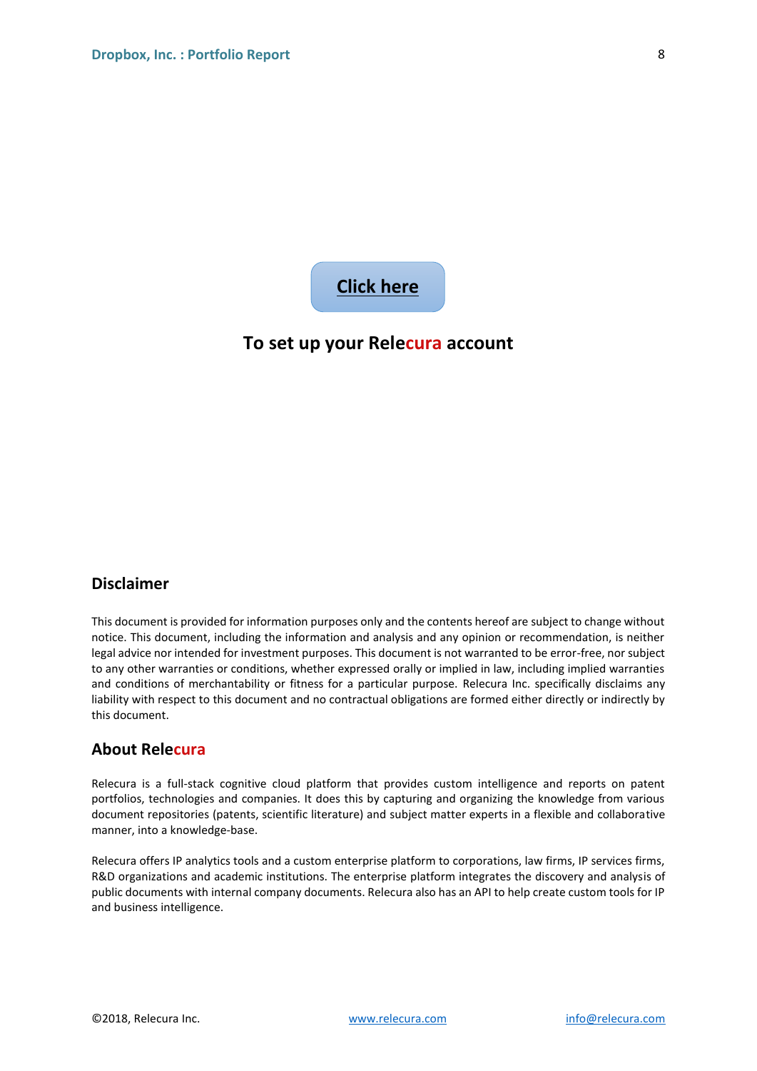**Click here**

**To set up your Relecura account**

## Disclaimer

This document is provided for information purposes only and the contents hereof are subject to change without notice. This document, including the information and analysis and any opinion or recommendation, is neither legal advice nor intended for investment purposes. This document is not warranted to be error-free, nor subject to any other warranties or conditions, whether expressed orally or implied in law, including implied warranties and conditions of merchantability or fitness for a particular purpose. Relecura Inc. specifically disclaims any liability with respect to this document and no contractual obligations are formed either directly or indirectly by this document.

## About Relecura

Relecura is a full-stack cognitive cloud platform that provides custom intelligence and reports on patent portfolios, technologies and companies. It does this by capturing and organizing the knowledge from various document repositories (patents, scientific literature) and subject matter experts in a flexible and collaborative manner, into a knowledge-base.

Relecura offers IP analytics tools and a custom enterprise platform to corporations, law firms, IP services firms, R&D organizations and academic institutions. The enterprise platform integrates the discovery and analysis of public documents with internal company documents. Relecura also has an API to help create custom tools for IP and business intelligence.

©2018, Relecura Inc. www.relecura.com info@relecura.com